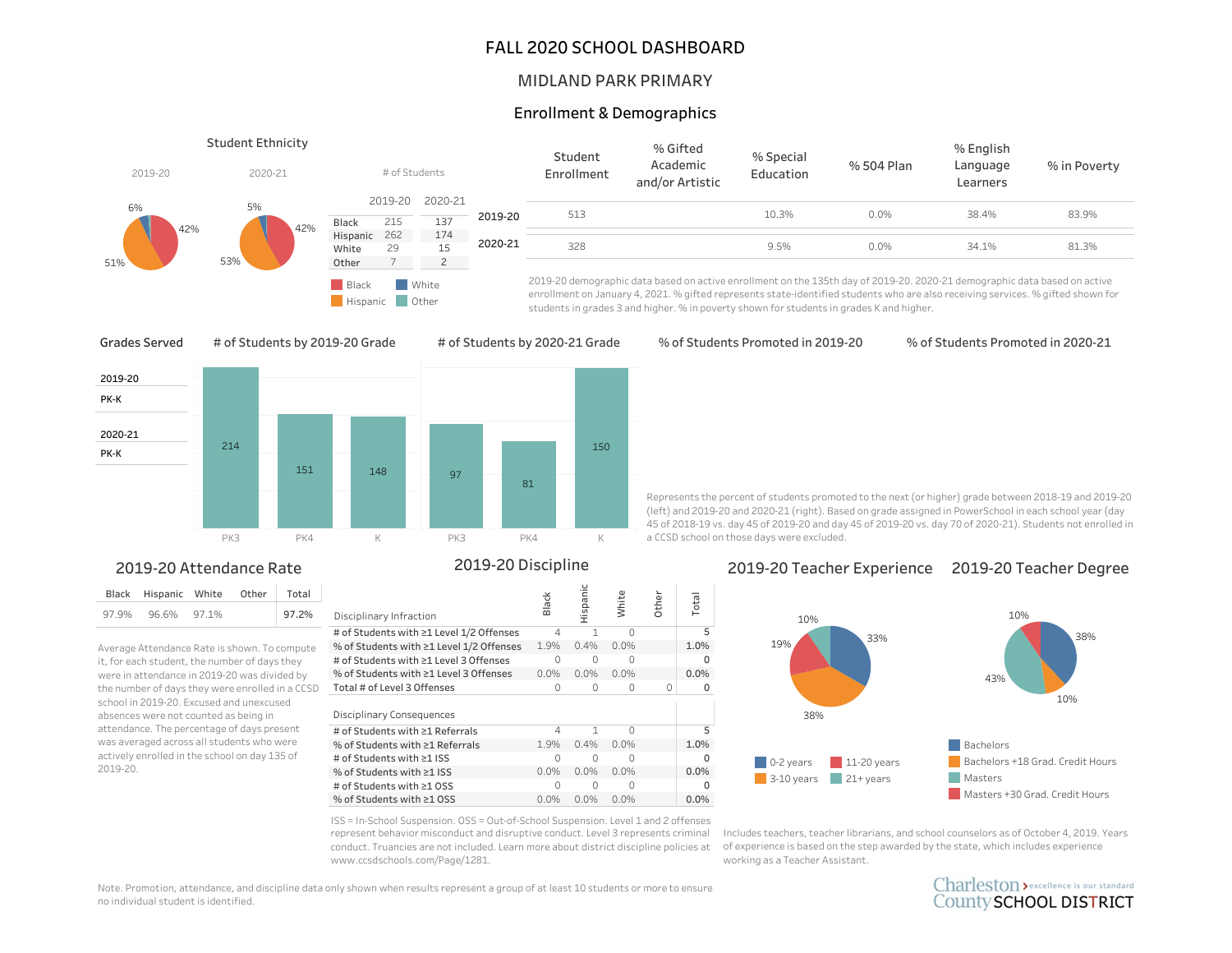# FALL 2020 SCHOOL DASHBOARD

## MIDLAND PARK PRIMARY

### Enrollment & Demographics

#### Student Ethnicity

2019-20: Black 42%, Hispanic 51%, White 6%

2020-21: Black 42%, Hispanic 53%, White 5%

| # of Students | 2019-20 | 2020-21 |
|---|---|---|
| Black | 215 | 137 |
| Hispanic | 262 | 174 |
| White | 29 | 15 |
| Other | 7 | 2 |

| | Student Enrollment | % Gifted Academic and/or Artistic | % Special Education | % 504 Plan | % English Language Learners | % in Poverty |
|---|---|---|---|---|---|---|
| 2019-20 | 513 | | 10.3% | 0.0% | 38.4% | 83.9% |
| 2020-21 | 328 | | 9.5% | 0.0% | 34.1% | 81.3% |

2019-20 demographic data based on active enrollment on the 135th day of 2019-20. 2020-21 demographic data based on active enrollment on January 4, 2021. % gifted represents state-identified students who are also receiving services. % gifted shown for students in grades 3 and higher. % in poverty shown for students in grades K and higher.

#### Grades Served

| | |
|---|---|
| 2019-20 | PK-K |
| 2020-21 | PK-K |

#### # of Students by 2019-20 Grade

| PK3 | PK4 | K |
|---|---|---|
| 214 | 151 | 148 |

#### # of Students by 2020-21 Grade

| PK3 | PK4 | K |
|---|---|---|
| 97 | 81 | 150 |

#### % of Students Promoted in 2019-20

#### % of Students Promoted in 2020-21

Represents the percent of students promoted to the next (or higher) grade between 2018-19 and 2019-20 (left) and 2019-20 and 2020-21 (right). Based on grade assigned in PowerSchool in each school year (day 45 of 2018-19 vs. day 45 of 2019-20 and day 45 of 2019-20 vs. day 70 of 2020-21). Students not enrolled in a CCSD school on those days were excluded.

### 2019-20 Attendance Rate

| Black | Hispanic | White | Other | Total |
|---|---|---|---|---|
| 97.9% | 96.6% | 97.1% | | 97.2% |

Average Attendance Rate is shown. To compute it, for each student, the number of days they were in attendance in 2019-20 was divided by the number of days they were enrolled in a CCSD school in 2019-20. Excused and unexcused absences were not counted as being in attendance. The percentage of days present was averaged across all students who were actively enrolled in the school on day 135 of 2019-20.

### 2019-20 Discipline

| Disciplinary Infraction | Black | Hispanic | White | Other | Total |
|---|---|---|---|---|---|
| # of Students with ≥1 Level 1/2 Offenses | 4 | 1 | 0 | | 5 |
| % of Students with ≥1 Level 1/2 Offenses | 1.9% | 0.4% | 0.0% | | 1.0% |
| # of Students with ≥1 Level 3 Offenses | 0 | 0 | 0 | | 0 |
| % of Students with ≥1 Level 3 Offenses | 0.0% | 0.0% | 0.0% | | 0.0% |
| Total # of Level 3 Offenses | 0 | 0 | 0 | 0 | 0 |

| Disciplinary Consequences | Black | Hispanic | White | Other | Total |
|---|---|---|---|---|---|
| # of Students with ≥1 Referrals | 4 | 1 | 0 | | 5 |
| % of Students with ≥1 Referrals | 1.9% | 0.4% | 0.0% | | 1.0% |
| # of Students with ≥1 ISS | 0 | 0 | 0 | | 0 |
| % of Students with ≥1 ISS | 0.0% | 0.0% | 0.0% | | 0.0% |
| # of Students with ≥1 OSS | 0 | 0 | 0 | | 0 |
| % of Students with ≥1 OSS | 0.0% | 0.0% | 0.0% | | 0.0% |

ISS = In-School Suspension. OSS = Out-of-School Suspension. Level 1 and 2 offenses represent behavior misconduct and disruptive conduct. Level 3 represents criminal conduct. Truancies are not included. Learn more about district discipline policies at www.ccsdschools.com/Page/1281.

### 2019-20 Teacher Experience

0-2 years: 33%; 3-10 years: 38%; 11-20 years: 19%; 21+ years: 10%

### 2019-20 Teacher Degree

Bachelors: 38%; Bachelors +18 Grad. Credit Hours: 10%; Masters: 43%; Masters +30 Grad. Credit Hours: 10%

Includes teachers, teacher librarians, and school counselors as of October 4, 2019. Years of experience is based on the step awarded by the state, which includes experience working as a Teacher Assistant.

Note. Promotion, attendance, and discipline data only shown when results represent a group of at least 10 students or more to ensure no individual student is identified.

Charleston County SCHOOL DISTRICT — excellence is our standard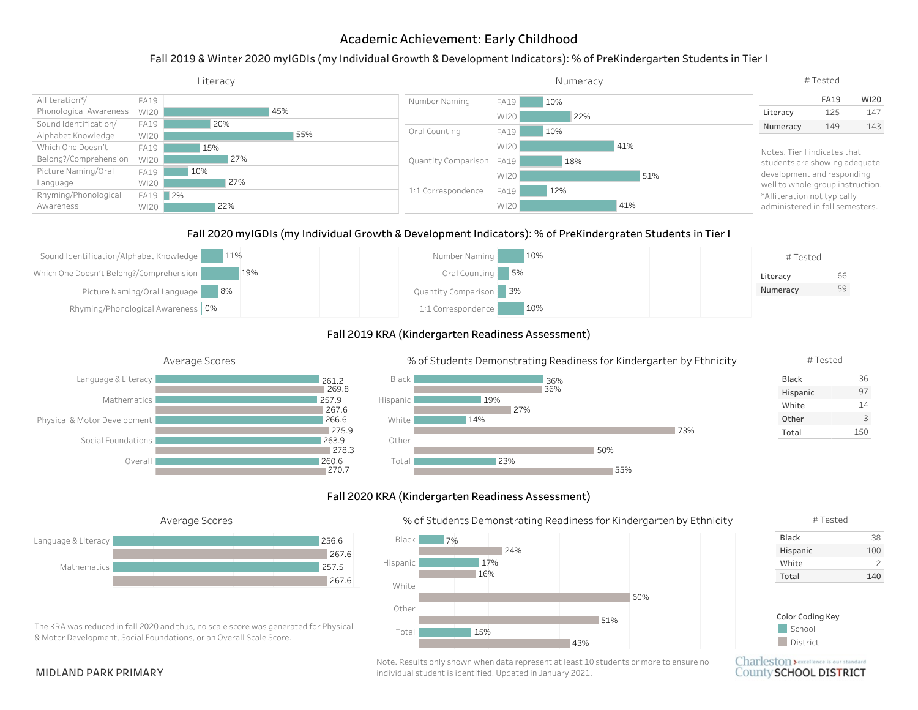# Academic Achievement: Early Childhood

## Fall 2019 & Winter 2020 myIGDIs (my Individual Growth & Development Indicators): % of PreKindergarten Students in Tier I

### Literacy

| Measure | FA19 | WI20 |
|---|---|---|
| Alliteration*/ Phonological Awareness | | 45% |
| Sound Identification/ Alphabet Knowledge | 20% | 55% |
| Which One Doesn't Belong?/Comprehension | 15% | 27% |
| Picture Naming/Oral Language | 10% | 27% |
| Rhyming/Phonological Awareness | 2% | 22% |

### Numeracy

| Measure | FA19 | WI20 |
|---|---|---|
| Number Naming | 10% | 22% |
| Oral Counting | 10% | 41% |
| Quantity Comparison | 18% | 51% |
| 1:1 Correspondence | 12% | 41% |

### # Tested

| | FA19 | WI20 |
|---|---|---|
| Literacy | 125 | 147 |
| Numeracy | 149 | 143 |

Notes. Tier I indicates that students are showing adequate development and responding well to whole-group instruction.
*Alliteration not typically administered in fall semesters.

## Fall 2020 myIGDIs (my Individual Growth & Development Indicators): % of PreKindergraten Students in Tier I

| Literacy Measure | % |
|---|---|
| Sound Identification/Alphabet Knowledge | 11% |
| Which One Doesn't Belong?/Comprehension | 19% |
| Picture Naming/Oral Language | 8% |
| Rhyming/Phonological Awareness | 0% |

| Numeracy Measure | % |
|---|---|
| Number Naming | 10% |
| Oral Counting | 5% |
| Quantity Comparison | 3% |
| 1:1 Correspondence | 10% |

### # Tested

| | |
|---|---|
| Literacy | 66 |
| Numeracy | 59 |

## Fall 2019 KRA (Kindergarten Readiness Assessment)

### Average Scores

| Domain | School | District |
|---|---|---|
| Language & Literacy | 261.2 | 269.8 |
| Mathematics | 257.9 | 267.6 |
| Physical & Motor Development | 266.6 | 275.9 |
| Social Foundations | 263.9 | 278.3 |
| Overall | 260.6 | 270.7 |

### % of Students Demonstrating Readiness for Kindergarten by Ethnicity

| Ethnicity | School | District |
|---|---|---|
| Black | 36% | 36% |
| Hispanic | 19% | 27% |
| White | 14% | 73% |
| Other | | 50% |
| Total | 23% | 55% |

### # Tested

| | |
|---|---|
| Black | 36 |
| Hispanic | 97 |
| White | 14 |
| Other | 3 |
| Total | 150 |

## Fall 2020 KRA (Kindergarten Readiness Assessment)

### Average Scores

| Domain | School | District |
|---|---|---|
| Language & Literacy | 256.6 | 267.6 |
| Mathematics | 257.5 | 267.6 |

The KRA was reduced in fall 2020 and thus, no scale score was generated for Physical & Motor Development, Social Foundations, or an Overall Scale Score.

### % of Students Demonstrating Readiness for Kindergarten by Ethnicity

| Ethnicity | School | District |
|---|---|---|
| Black | 7% | 24% |
| Hispanic | 17% | 16% |
| White | | 60% |
| Other | | 51% |
| Total | 15% | 43% |

### # Tested

| | |
|---|---|
| Black | 38 |
| Hispanic | 100 |
| White | 2 |
| Total | 140 |

Color Coding Key
- School
- District

Note. Results only shown when data represent at least 10 students or more to ensure no individual student is identified. Updated in January 2021.

MIDLAND PARK PRIMARY

Charleston County SCHOOL DISTRICT — excellence is our standard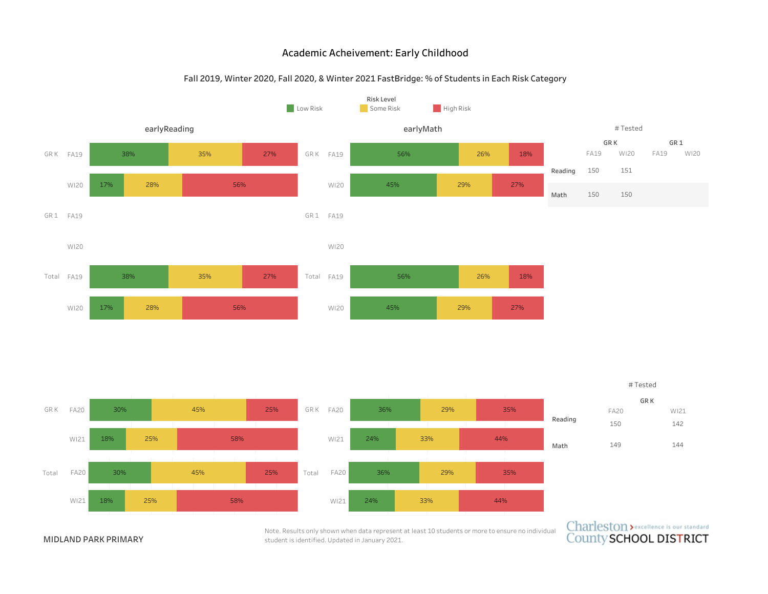# Academic Acheivement: Early Childhood

Fall 2019, Winter 2020, Fall 2020, & Winter 2021 FastBridge: % of Students in Each Risk Category

Risk Level
Low Risk
Some Risk
High Risk

## earlyReading

GR K FA19: 38% 35% 27%
WI20: 17% 28% 56%
GR 1 FA19
WI20
Total FA19: 38% 35% 27%
WI20: 17% 28% 56%

## earlyMath

GR K FA19: 56% 26% 18%
WI20: 45% 29% 27%
GR 1 FA19
WI20
Total FA19: 56% 26% 18%
WI20: 45% 29% 27%

## # Tested

| | GR K | | GR 1 | |
|---|---|---|---|---|
| | FA19 | WI20 | FA19 | WI20 |
| Reading | 150 | 151 | | |
| Math | 150 | 150 | | |

GR K FA20: 30% 45% 25%
WI21: 18% 25% 58%
Total FA20: 30% 45% 25%
WI21: 18% 25% 58%

GR K FA20: 36% 29% 35%
WI21: 24% 33% 44%
Total FA20: 36% 29% 35%
WI21: 24% 33% 44%

## # Tested

| | GR K | |
|---|---|---|
| | FA20 | WI21 |
| Reading | 150 | 142 |
| Math | 149 | 144 |

MIDLAND PARK PRIMARY

Note. Results only shown when data represent at least 10 students or more to ensure no individual student is identified. Updated in January 2021.

Charleston County SCHOOL DISTRICT › excellence is our standard